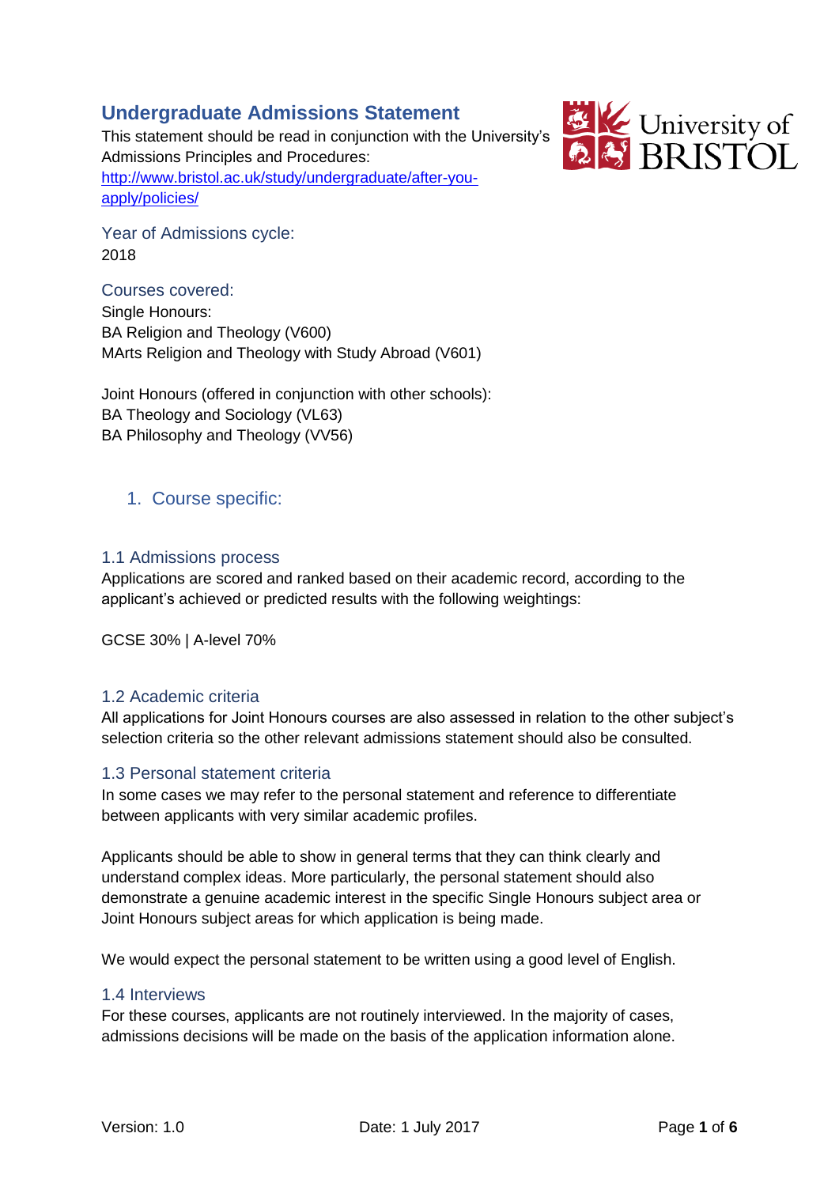# Undergraduate Admissions Statement

This statement should be read in conjunction with the University's Admissions Principles and Procedures: [http://www.bristol.ac.uk/study/undergraduate/after-you-apply/policies/](http://www.bristol.ac.uk/study/undergraduate/after-you-apply/policies/)

### Year of Admissions cycle:

2018

### Courses covered:

Single Honours:
BA Religion and Theology (V600)
MArts Religion and Theology with Study Abroad (V601)

Joint Honours (offered in conjunction with other schools):
BA Theology and Sociology (VL63)
BA Philosophy and Theology (VV56)

## 1. Course specific:

### 1.1 Admissions process

Applications are scored and ranked based on their academic record, according to the applicant's achieved or predicted results with the following weightings:

GCSE 30% | A-level 70%

### 1.2 Academic criteria

All applications for Joint Honours courses are also assessed in relation to the other subject's selection criteria so the other relevant admissions statement should also be consulted.

### 1.3 Personal statement criteria

In some cases we may refer to the personal statement and reference to differentiate between applicants with very similar academic profiles.

Applicants should be able to show in general terms that they can think clearly and understand complex ideas. More particularly, the personal statement should also demonstrate a genuine academic interest in the specific Single Honours subject area or Joint Honours subject areas for which application is being made.

We would expect the personal statement to be written using a good level of English.

### 1.4 Interviews

For these courses, applicants are not routinely interviewed. In the majority of cases, admissions decisions will be made on the basis of the application information alone.

Version: 1.0 Date: 1 July 2017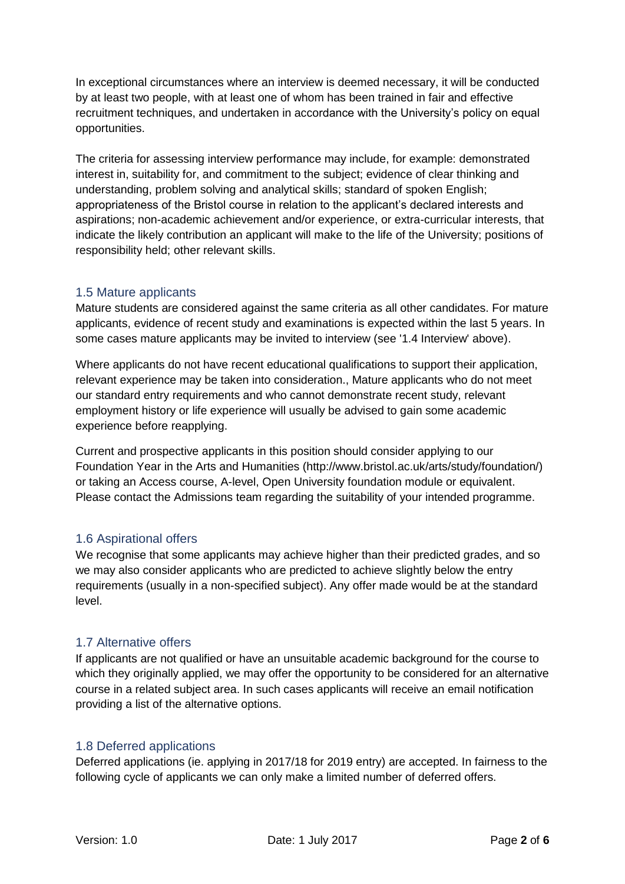In exceptional circumstances where an interview is deemed necessary, it will be conducted by at least two people, with at least one of whom has been trained in fair and effective recruitment techniques, and undertaken in accordance with the University's policy on equal opportunities.

The criteria for assessing interview performance may include, for example: demonstrated interest in, suitability for, and commitment to the subject; evidence of clear thinking and understanding, problem solving and analytical skills; standard of spoken English; appropriateness of the Bristol course in relation to the applicant's declared interests and aspirations; non-academic achievement and/or experience, or extra-curricular interests, that indicate the likely contribution an applicant will make to the life of the University; positions of responsibility held; other relevant skills.

## 1.5 Mature applicants

Mature students are considered against the same criteria as all other candidates. For mature applicants, evidence of recent study and examinations is expected within the last 5 years. In some cases mature applicants may be invited to interview (see '1.4 Interview' above).

Where applicants do not have recent educational qualifications to support their application, relevant experience may be taken into consideration., Mature applicants who do not meet our standard entry requirements and who cannot demonstrate recent study, relevant employment history or life experience will usually be advised to gain some academic experience before reapplying.

Current and prospective applicants in this position should consider applying to our Foundation Year in the Arts and Humanities (http://www.bristol.ac.uk/arts/study/foundation/) or taking an Access course, A-level, Open University foundation module or equivalent. Please contact the Admissions team regarding the suitability of your intended programme.

## 1.6 Aspirational offers

We recognise that some applicants may achieve higher than their predicted grades, and so we may also consider applicants who are predicted to achieve slightly below the entry requirements (usually in a non-specified subject). Any offer made would be at the standard level.

## 1.7 Alternative offers

If applicants are not qualified or have an unsuitable academic background for the course to which they originally applied, we may offer the opportunity to be considered for an alternative course in a related subject area. In such cases applicants will receive an email notification providing a list of the alternative options.

## 1.8 Deferred applications

Deferred applications (ie. applying in 2017/18 for 2019 entry) are accepted. In fairness to the following cycle of applicants we can only make a limited number of deferred offers.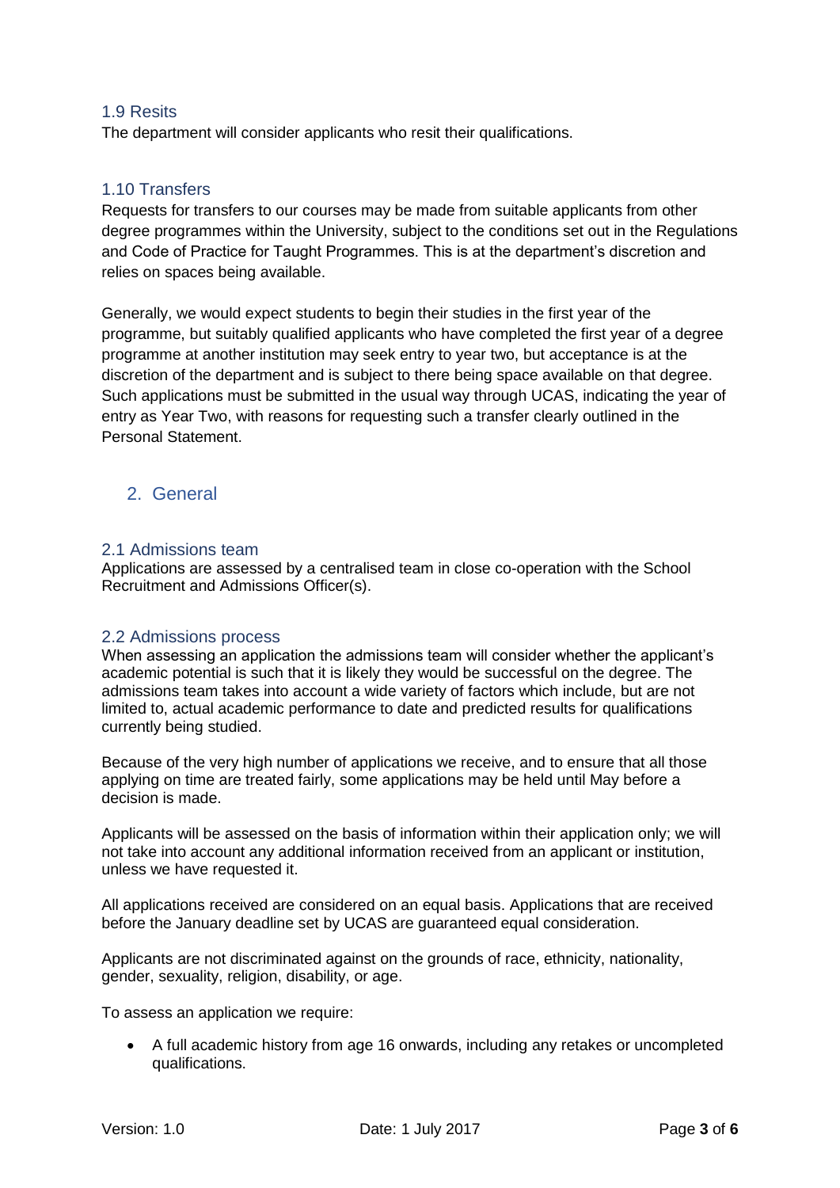### 1.9 Resits

The department will consider applicants who resit their qualifications.

### 1.10 Transfers

Requests for transfers to our courses may be made from suitable applicants from other degree programmes within the University, subject to the conditions set out in the Regulations and Code of Practice for Taught Programmes. This is at the department's discretion and relies on spaces being available.

Generally, we would expect students to begin their studies in the first year of the programme, but suitably qualified applicants who have completed the first year of a degree programme at another institution may seek entry to year two, but acceptance is at the discretion of the department and is subject to there being space available on that degree. Such applications must be submitted in the usual way through UCAS, indicating the year of entry as Year Two, with reasons for requesting such a transfer clearly outlined in the Personal Statement.

## 2. General

### 2.1 Admissions team

Applications are assessed by a centralised team in close co-operation with the School Recruitment and Admissions Officer(s).

### 2.2 Admissions process

When assessing an application the admissions team will consider whether the applicant's academic potential is such that it is likely they would be successful on the degree. The admissions team takes into account a wide variety of factors which include, but are not limited to, actual academic performance to date and predicted results for qualifications currently being studied.

Because of the very high number of applications we receive, and to ensure that all those applying on time are treated fairly, some applications may be held until May before a decision is made.

Applicants will be assessed on the basis of information within their application only; we will not take into account any additional information received from an applicant or institution, unless we have requested it.

All applications received are considered on an equal basis. Applications that are received before the January deadline set by UCAS are guaranteed equal consideration.

Applicants are not discriminated against on the grounds of race, ethnicity, nationality, gender, sexuality, religion, disability, or age.

To assess an application we require:

- A full academic history from age 16 onwards, including any retakes or uncompleted qualifications.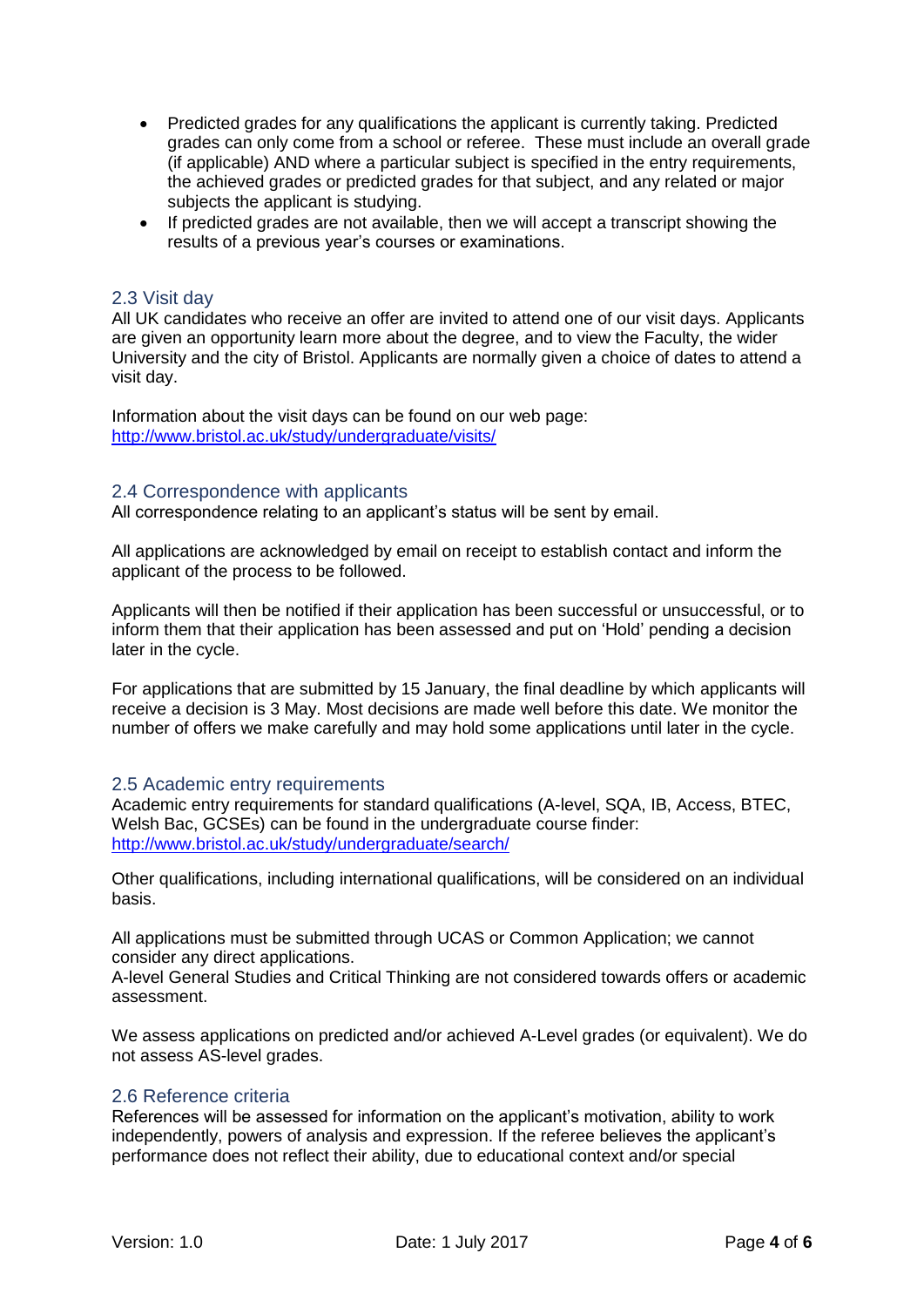- Predicted grades for any qualifications the applicant is currently taking. Predicted grades can only come from a school or referee. These must include an overall grade (if applicable) AND where a particular subject is specified in the entry requirements, the achieved grades or predicted grades for that subject, and any related or major subjects the applicant is studying.
- If predicted grades are not available, then we will accept a transcript showing the results of a previous year's courses or examinations.

## 2.3 Visit day

All UK candidates who receive an offer are invited to attend one of our visit days. Applicants are given an opportunity learn more about the degree, and to view the Faculty, the wider University and the city of Bristol. Applicants are normally given a choice of dates to attend a visit day.

Information about the visit days can be found on our web page:
http://www.bristol.ac.uk/study/undergraduate/visits/

## 2.4 Correspondence with applicants

All correspondence relating to an applicant's status will be sent by email.

All applications are acknowledged by email on receipt to establish contact and inform the applicant of the process to be followed.

Applicants will then be notified if their application has been successful or unsuccessful, or to inform them that their application has been assessed and put on 'Hold' pending a decision later in the cycle.

For applications that are submitted by 15 January, the final deadline by which applicants will receive a decision is 3 May. Most decisions are made well before this date. We monitor the number of offers we make carefully and may hold some applications until later in the cycle.

## 2.5 Academic entry requirements

Academic entry requirements for standard qualifications (A-level, SQA, IB, Access, BTEC, Welsh Bac, GCSEs) can be found in the undergraduate course finder:
http://www.bristol.ac.uk/study/undergraduate/search/

Other qualifications, including international qualifications, will be considered on an individual basis.

All applications must be submitted through UCAS or Common Application; we cannot consider any direct applications.
A-level General Studies and Critical Thinking are not considered towards offers or academic assessment.

We assess applications on predicted and/or achieved A-Level grades (or equivalent). We do not assess AS-level grades.

## 2.6 Reference criteria

References will be assessed for information on the applicant's motivation, ability to work independently, powers of analysis and expression. If the referee believes the applicant's performance does not reflect their ability, due to educational context and/or special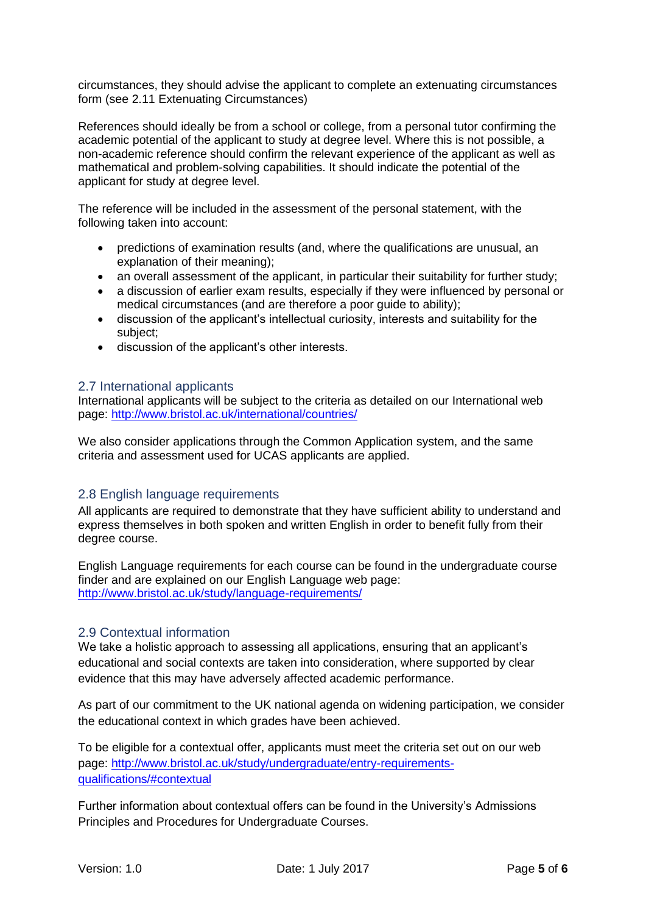circumstances, they should advise the applicant to complete an extenuating circumstances form (see 2.11 Extenuating Circumstances)

References should ideally be from a school or college, from a personal tutor confirming the academic potential of the applicant to study at degree level. Where this is not possible, a non-academic reference should confirm the relevant experience of the applicant as well as mathematical and problem-solving capabilities. It should indicate the potential of the applicant for study at degree level.

The reference will be included in the assessment of the personal statement, with the following taken into account:

- predictions of examination results (and, where the qualifications are unusual, an explanation of their meaning);
- an overall assessment of the applicant, in particular their suitability for further study;
- a discussion of earlier exam results, especially if they were influenced by personal or medical circumstances (and are therefore a poor guide to ability);
- discussion of the applicant's intellectual curiosity, interests and suitability for the subject;
- discussion of the applicant's other interests.

## 2.7 International applicants

International applicants will be subject to the criteria as detailed on our International web page: [http://www.bristol.ac.uk/international/countries/](http://www.bristol.ac.uk/international/countries/)

We also consider applications through the Common Application system, and the same criteria and assessment used for UCAS applicants are applied.

## 2.8 English language requirements

All applicants are required to demonstrate that they have sufficient ability to understand and express themselves in both spoken and written English in order to benefit fully from their degree course.

English Language requirements for each course can be found in the undergraduate course finder and are explained on our English Language web page: [http://www.bristol.ac.uk/study/language-requirements/](http://www.bristol.ac.uk/study/language-requirements/)

## 2.9 Contextual information

We take a holistic approach to assessing all applications, ensuring that an applicant's educational and social contexts are taken into consideration, where supported by clear evidence that this may have adversely affected academic performance.

As part of our commitment to the UK national agenda on widening participation, we consider the educational context in which grades have been achieved.

To be eligible for a contextual offer, applicants must meet the criteria set out on our web page: [http://www.bristol.ac.uk/study/undergraduate/entry-requirements-qualifications/#contextual](http://www.bristol.ac.uk/study/undergraduate/entry-requirements-qualifications/#contextual)

Further information about contextual offers can be found in the University's Admissions Principles and Procedures for Undergraduate Courses.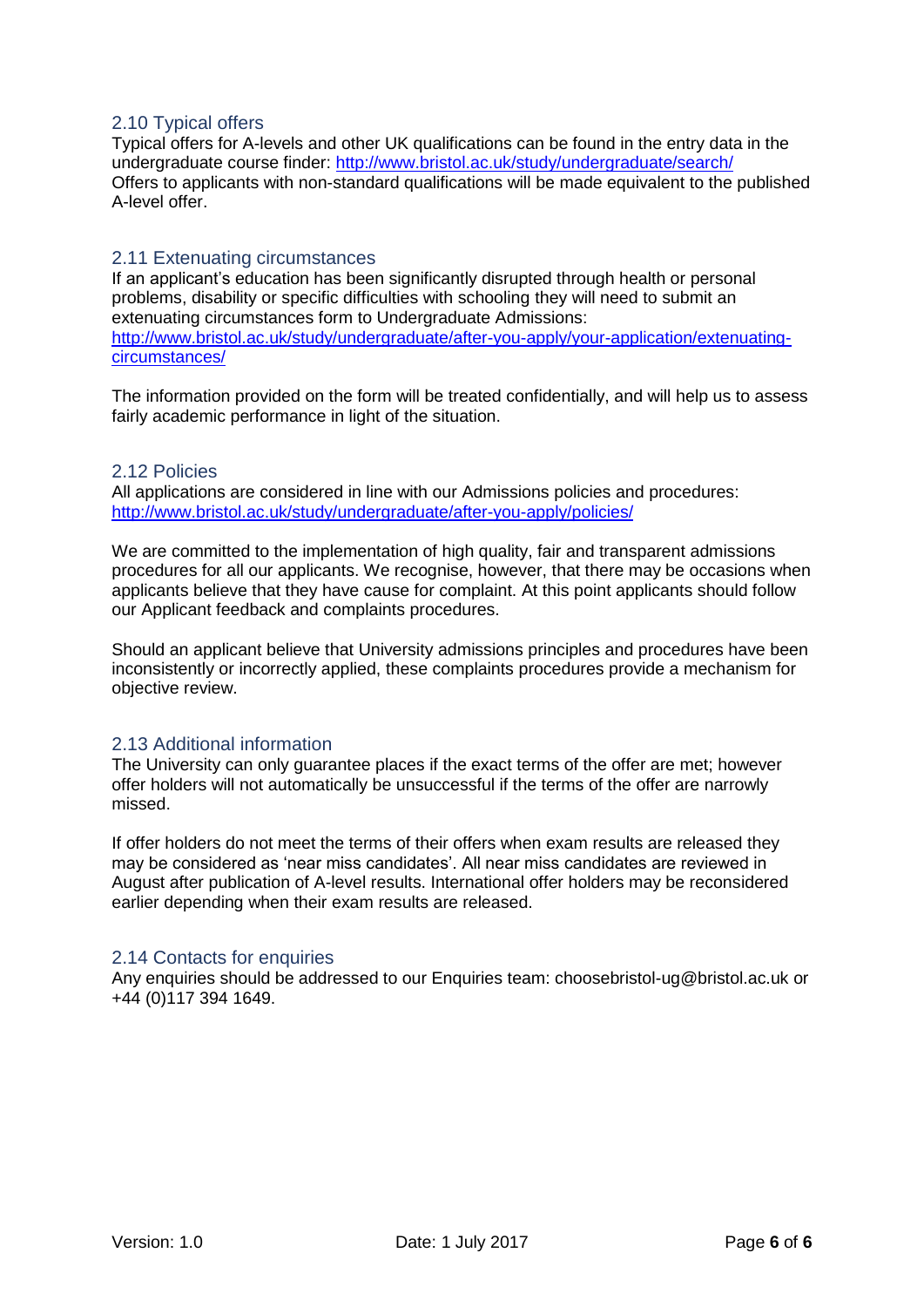## 2.10 Typical offers

Typical offers for A-levels and other UK qualifications can be found in the entry data in the undergraduate course finder: http://www.bristol.ac.uk/study/undergraduate/search/
Offers to applicants with non-standard qualifications will be made equivalent to the published A-level offer.

## 2.11 Extenuating circumstances

If an applicant's education has been significantly disrupted through health or personal problems, disability or specific difficulties with schooling they will need to submit an extenuating circumstances form to Undergraduate Admissions:
http://www.bristol.ac.uk/study/undergraduate/after-you-apply/your-application/extenuating-circumstances/

The information provided on the form will be treated confidentially, and will help us to assess fairly academic performance in light of the situation.

## 2.12 Policies

All applications are considered in line with our Admissions policies and procedures:
http://www.bristol.ac.uk/study/undergraduate/after-you-apply/policies/

We are committed to the implementation of high quality, fair and transparent admissions procedures for all our applicants. We recognise, however, that there may be occasions when applicants believe that they have cause for complaint. At this point applicants should follow our Applicant feedback and complaints procedures.

Should an applicant believe that University admissions principles and procedures have been inconsistently or incorrectly applied, these complaints procedures provide a mechanism for objective review.

## 2.13 Additional information

The University can only guarantee places if the exact terms of the offer are met; however offer holders will not automatically be unsuccessful if the terms of the offer are narrowly missed.

If offer holders do not meet the terms of their offers when exam results are released they may be considered as 'near miss candidates'. All near miss candidates are reviewed in August after publication of A-level results. International offer holders may be reconsidered earlier depending when their exam results are released.

## 2.14 Contacts for enquiries

Any enquiries should be addressed to our Enquiries team: choosebristol-ug@bristol.ac.uk or +44 (0)117 394 1649.